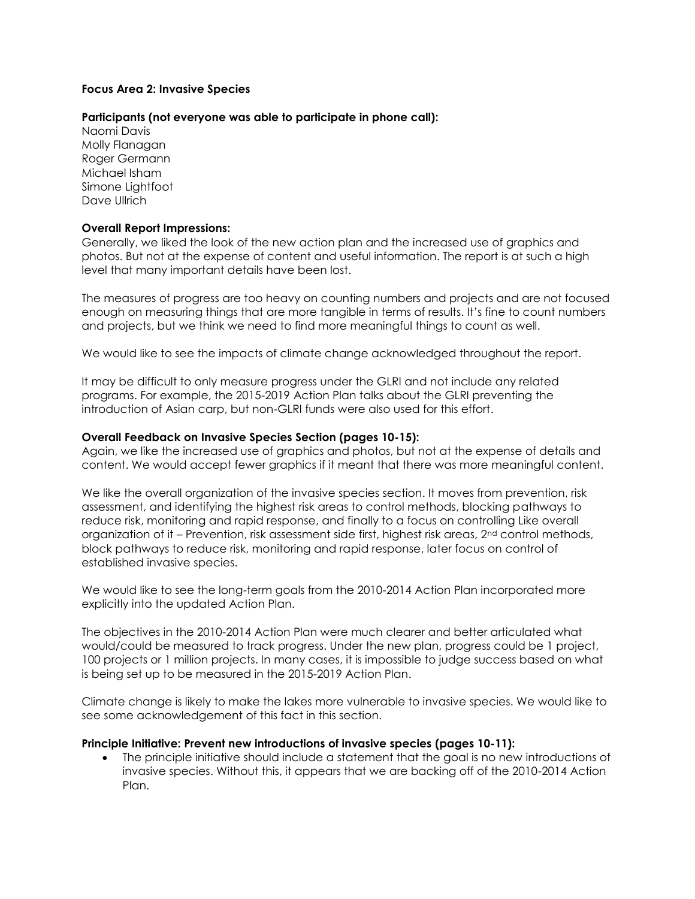**Focus Area 2: Invasive Species**

**Participants (not everyone was able to participate in phone call):**
Naomi Davis
Molly Flanagan
Roger Germann
Michael Isham
Simone Lightfoot
Dave Ullrich

**Overall Report Impressions:**
Generally, we liked the look of the new action plan and the increased use of graphics and photos. But not at the expense of content and useful information. The report is at such a high level that many important details have been lost.

The measures of progress are too heavy on counting numbers and projects and are not focused enough on measuring things that are more tangible in terms of results. It's fine to count numbers and projects, but we think we need to find more meaningful things to count as well.

We would like to see the impacts of climate change acknowledged throughout the report.

It may be difficult to only measure progress under the GLRI and not include any related programs. For example, the 2015-2019 Action Plan talks about the GLRI preventing the introduction of Asian carp, but non-GLRI funds were also used for this effort.

**Overall Feedback on Invasive Species Section (pages 10-15):**
Again, we like the increased use of graphics and photos, but not at the expense of details and content. We would accept fewer graphics if it meant that there was more meaningful content.

We like the overall organization of the invasive species section. It moves from prevention, risk assessment, and identifying the highest risk areas to control methods, blocking pathways to reduce risk, monitoring and rapid response, and finally to a focus on controlling Like overall organization of it – Prevention, risk assessment side first, highest risk areas, 2nd control methods, block pathways to reduce risk, monitoring and rapid response, later focus on control of established invasive species.

We would like to see the long-term goals from the 2010-2014 Action Plan incorporated more explicitly into the updated Action Plan.

The objectives in the 2010-2014 Action Plan were much clearer and better articulated what would/could be measured to track progress. Under the new plan, progress could be 1 project, 100 projects or 1 million projects. In many cases, it is impossible to judge success based on what is being set up to be measured in the 2015-2019 Action Plan.

Climate change is likely to make the lakes more vulnerable to invasive species. We would like to see some acknowledgement of this fact in this section.

**Principle Initiative: Prevent new introductions of invasive species (pages 10-11):**

- The principle initiative should include a statement that the goal is no new introductions of invasive species. Without this, it appears that we are backing off of the 2010-2014 Action Plan.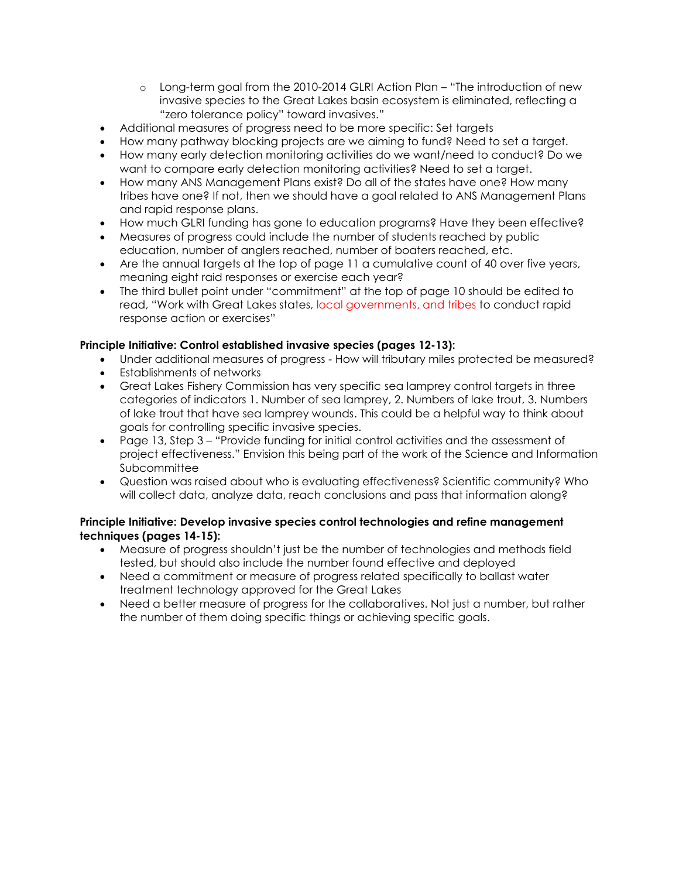- Long-term goal from the 2010-2014 GLRI Action Plan – "The introduction of new invasive species to the Great Lakes basin ecosystem is eliminated, reflecting a "zero tolerance policy" toward invasives."
- Additional measures of progress need to be more specific: Set targets
- How many pathway blocking projects are we aiming to fund? Need to set a target.
- How many early detection monitoring activities do we want/need to conduct? Do we want to compare early detection monitoring activities? Need to set a target.
- How many ANS Management Plans exist? Do all of the states have one? How many tribes have one? If not, then we should have a goal related to ANS Management Plans and rapid response plans.
- How much GLRI funding has gone to education programs? Have they been effective?
- Measures of progress could include the number of students reached by public education, number of anglers reached, number of boaters reached, etc.
- Are the annual targets at the top of page 11 a cumulative count of 40 over five years, meaning eight raid responses or exercise each year?
- The third bullet point under "commitment" at the top of page 10 should be edited to read, "Work with Great Lakes states, local governments, and tribes to conduct rapid response action or exercises"

**Principle Initiative: Control established invasive species (pages 12-13):**

- Under additional measures of progress - How will tributary miles protected be measured?
- Establishments of networks
- Great Lakes Fishery Commission has very specific sea lamprey control targets in three categories of indicators 1. Number of sea lamprey, 2. Numbers of lake trout, 3. Numbers of lake trout that have sea lamprey wounds. This could be a helpful way to think about goals for controlling specific invasive species.
- Page 13, Step 3 – "Provide funding for initial control activities and the assessment of project effectiveness." Envision this being part of the work of the Science and Information Subcommittee
- Question was raised about who is evaluating effectiveness? Scientific community? Who will collect data, analyze data, reach conclusions and pass that information along?

**Principle Initiative: Develop invasive species control technologies and refine management techniques (pages 14-15):**

- Measure of progress shouldn't just be the number of technologies and methods field tested, but should also include the number found effective and deployed
- Need a commitment or measure of progress related specifically to ballast water treatment technology approved for the Great Lakes
- Need a better measure of progress for the collaboratives. Not just a number, but rather the number of them doing specific things or achieving specific goals.